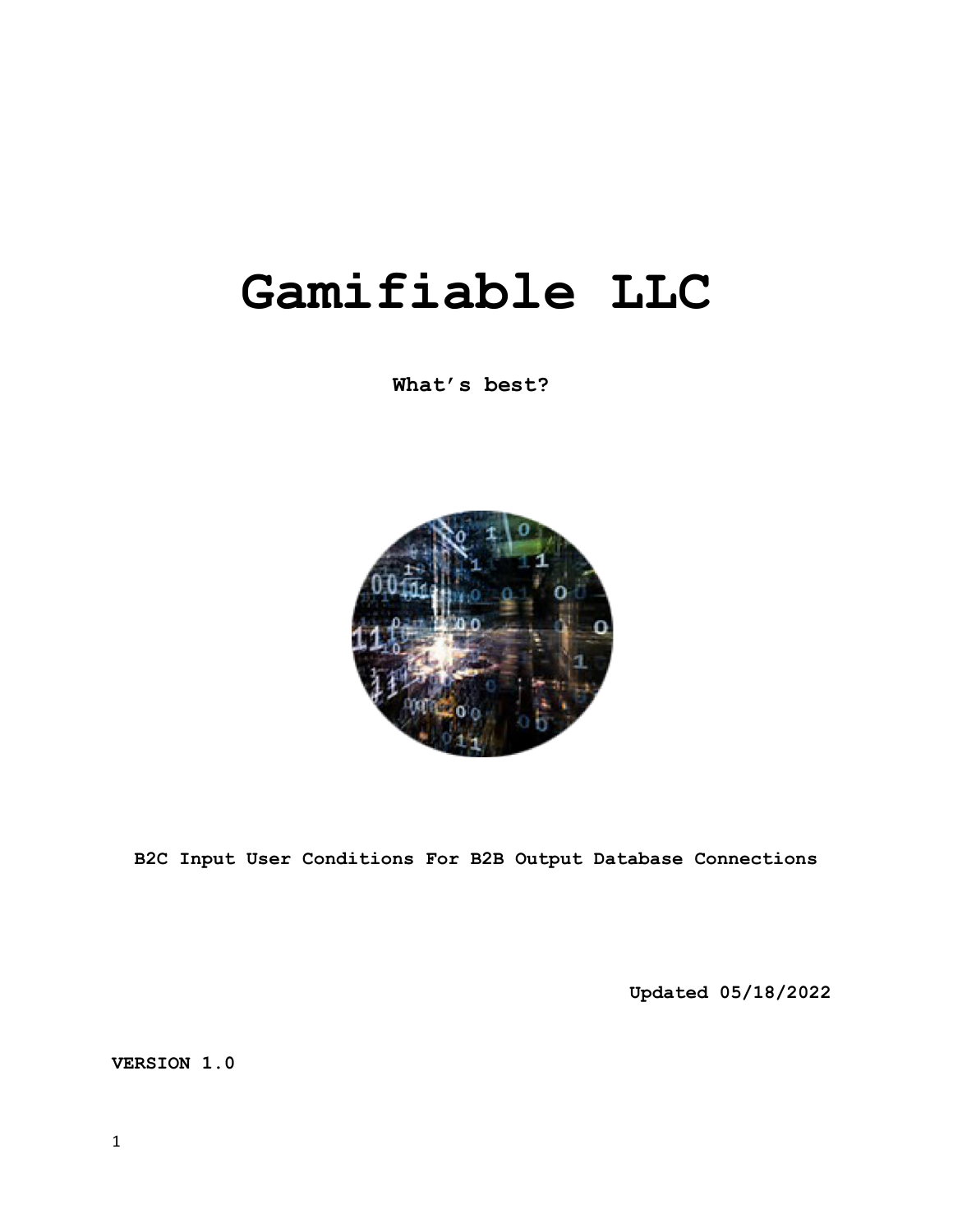# Gamifiable LLC

**What's best?**

**B2C Input User Conditions For B2B Output Database Connections**

**Updated 05/18/2022**

**VERSION 1.0**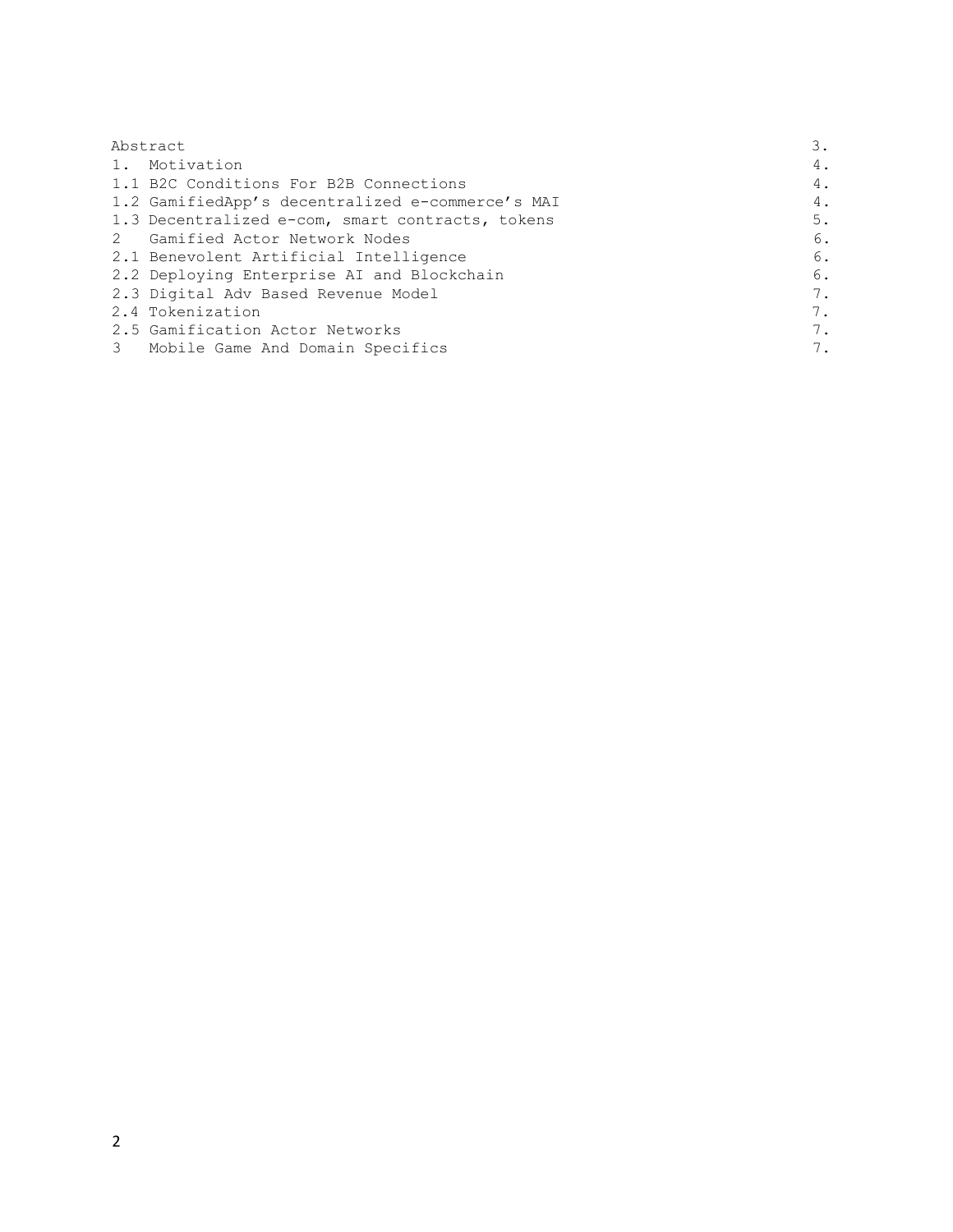| | |
|---|---|
| Abstract | 3. |
| 1. Motivation | 4. |
| 1.1 B2C Conditions For B2B Connections | 4. |
| 1.2 GamifiedApp's decentralized e-commerce's MAI | 4. |
| 1.3 Decentralized e-com, smart contracts, tokens | 5. |
| 2 Gamified Actor Network Nodes | 6. |
| 2.1 Benevolent Artificial Intelligence | 6. |
| 2.2 Deploying Enterprise AI and Blockchain | 6. |
| 2.3 Digital Adv Based Revenue Model | 7. |
| 2.4 Tokenization | 7. |
| 2.5 Gamification Actor Networks | 7. |
| 3 Mobile Game And Domain Specifics | 7. |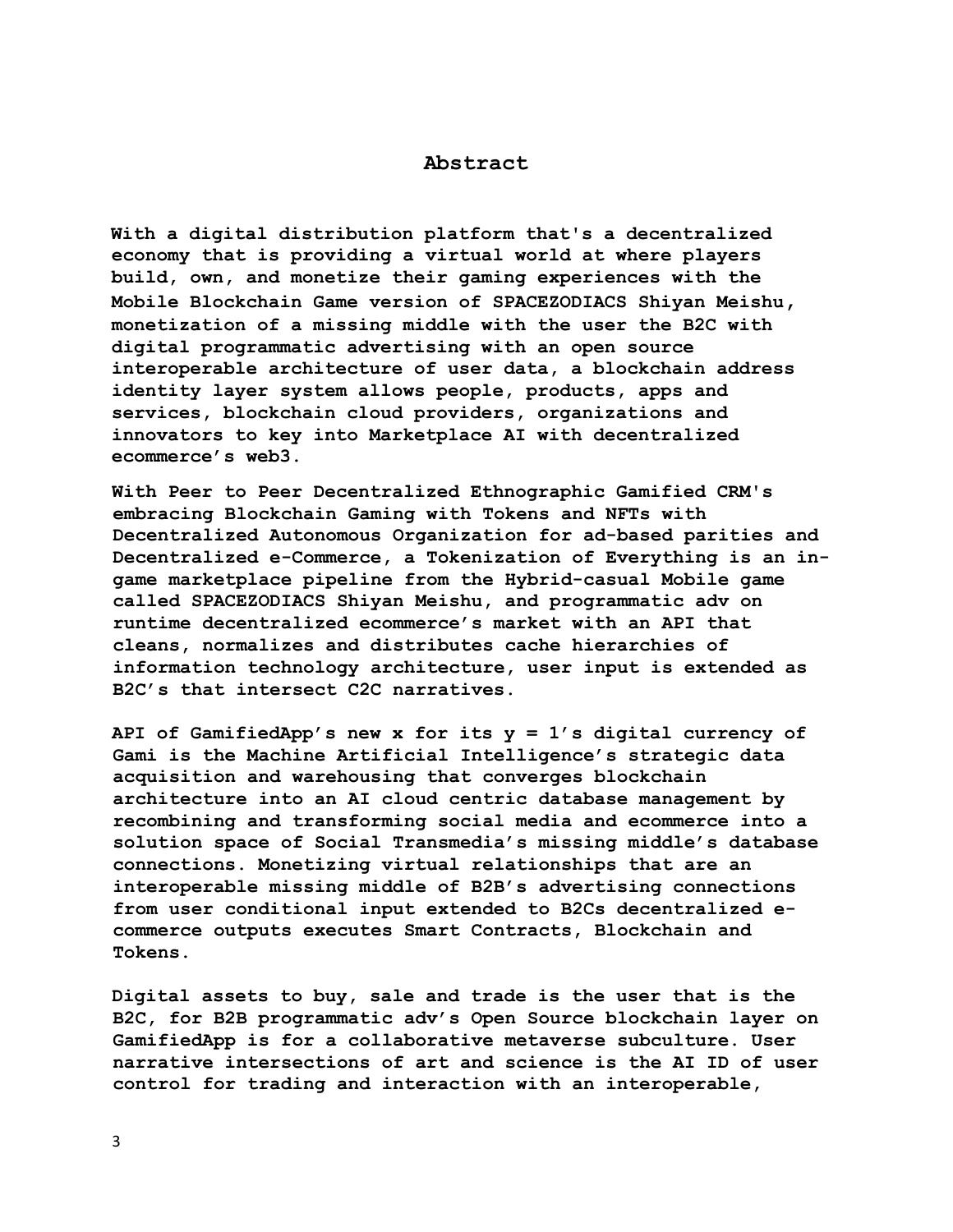# Abstract

With a digital distribution platform that's a decentralized economy that is providing a virtual world at where players build, own, and monetize their gaming experiences with the Mobile Blockchain Game version of SPACEZODIACS Shiyan Meishu, monetization of a missing middle with the user the B2C with digital programmatic advertising with an open source interoperable architecture of user data, a blockchain address identity layer system allows people, products, apps and services, blockchain cloud providers, organizations and innovators to key into Marketplace AI with decentralized ecommerce's web3.

With Peer to Peer Decentralized Ethnographic Gamified CRM's embracing Blockchain Gaming with Tokens and NFTs with Decentralized Autonomous Organization for ad-based parities and Decentralized e-Commerce, a Tokenization of Everything is an in-game marketplace pipeline from the Hybrid-casual Mobile game called SPACEZODIACS Shiyan Meishu, and programmatic adv on runtime decentralized ecommerce's market with an API that cleans, normalizes and distributes cache hierarchies of information technology architecture, user input is extended as B2C's that intersect C2C narratives.

API of GamifiedApp's new x for its y = 1's digital currency of Gami is the Machine Artificial Intelligence's strategic data acquisition and warehousing that converges blockchain architecture into an AI cloud centric database management by recombining and transforming social media and ecommerce into a solution space of Social Transmedia's missing middle's database connections. Monetizing virtual relationships that are an interoperable missing middle of B2B's advertising connections from user conditional input extended to B2Cs decentralized e-commerce outputs executes Smart Contracts, Blockchain and Tokens.

Digital assets to buy, sale and trade is the user that is the B2C, for B2B programmatic adv's Open Source blockchain layer on GamifiedApp is for a collaborative metaverse subculture. User narrative intersections of art and science is the AI ID of user control for trading and interaction with an interoperable,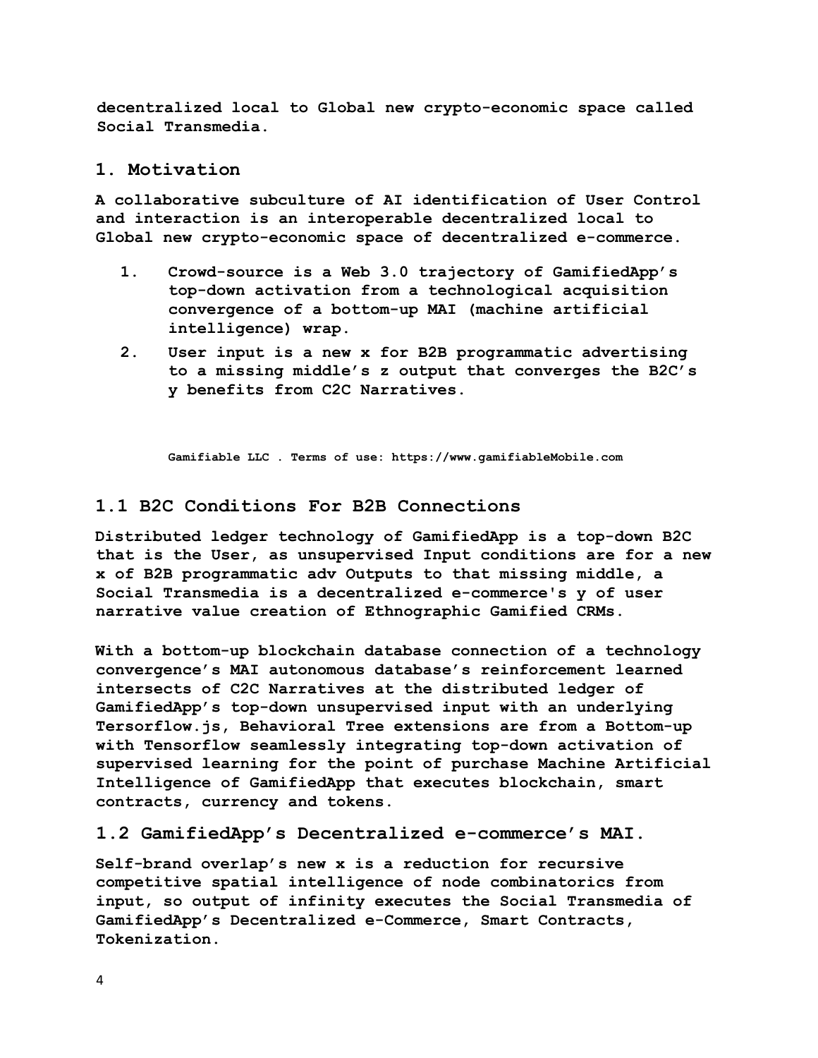decentralized local to Global new crypto-economic space called Social Transmedia.

## 1. Motivation

A collaborative subculture of AI identification of User Control and interaction is an interoperable decentralized local to Global new crypto-economic space of decentralized e-commerce.

1. Crowd-source is a Web 3.0 trajectory of GamifiedApp's top-down activation from a technological acquisition convergence of a bottom-up MAI (machine artificial intelligence) wrap.
2. User input is a new x for B2B programmatic advertising to a missing middle's z output that converges the B2C's y benefits from C2C Narratives.

Gamifiable LLC . Terms of use: https://www.gamifiableMobile.com

### 1.1 B2C Conditions For B2B Connections

Distributed ledger technology of GamifiedApp is a top-down B2C that is the User, as unsupervised Input conditions are for a new x of B2B programmatic adv Outputs to that missing middle, a Social Transmedia is a decentralized e-commerce's y of user narrative value creation of Ethnographic Gamified CRMs.

With a bottom-up blockchain database connection of a technology convergence's MAI autonomous database's reinforcement learned intersects of C2C Narratives at the distributed ledger of GamifiedApp's top-down unsupervised input with an underlying Tersorflow.js, Behavioral Tree extensions are from a Bottom-up with Tensorflow seamlessly integrating top-down activation of supervised learning for the point of purchase Machine Artificial Intelligence of GamifiedApp that executes blockchain, smart contracts, currency and tokens.

### 1.2 GamifiedApp's Decentralized e-commerce's MAI.

Self-brand overlap's new x is a reduction for recursive competitive spatial intelligence of node combinatorics from input, so output of infinity executes the Social Transmedia of GamifiedApp's Decentralized e-Commerce, Smart Contracts, Tokenization.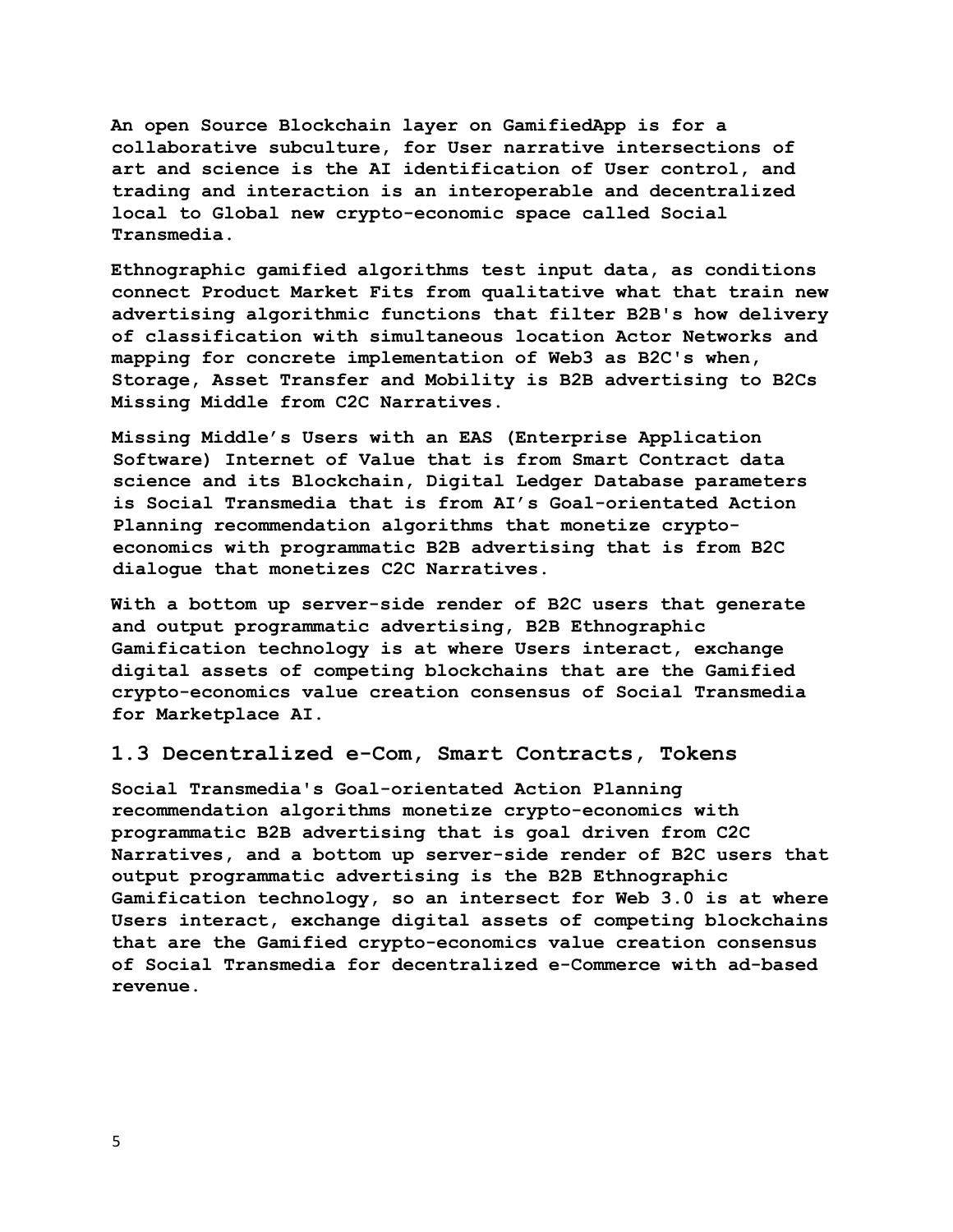**An open Source Blockchain layer on GamifiedApp is for a collaborative subculture, for User narrative intersections of art and science is the AI identification of User control, and trading and interaction is an interoperable and decentralized local to Global new crypto-economic space called Social Transmedia.**

**Ethnographic gamified algorithms test input data, as conditions connect Product Market Fits from qualitative what that train new advertising algorithmic functions that filter B2B's how delivery of classification with simultaneous location Actor Networks and mapping for concrete implementation of Web3 as B2C's when, Storage, Asset Transfer and Mobility is B2B advertising to B2Cs Missing Middle from C2C Narratives.**

**Missing Middle's Users with an EAS (Enterprise Application Software) Internet of Value that is from Smart Contract data science and its Blockchain, Digital Ledger Database parameters is Social Transmedia that is from AI's Goal-orientated Action Planning recommendation algorithms that monetize crypto-economics with programmatic B2B advertising that is from B2C dialogue that monetizes C2C Narratives.**

**With a bottom up server-side render of B2C users that generate and output programmatic advertising, B2B Ethnographic Gamification technology is at where Users interact, exchange digital assets of competing blockchains that are the Gamified crypto-economics value creation consensus of Social Transmedia for Marketplace AI.**

## 1.3 Decentralized e-Com, Smart Contracts, Tokens

**Social Transmedia's Goal-orientated Action Planning recommendation algorithms monetize crypto-economics with programmatic B2B advertising that is goal driven from C2C Narratives, and a bottom up server-side render of B2C users that output programmatic advertising is the B2B Ethnographic Gamification technology, so an intersect for Web 3.0 is at where Users interact, exchange digital assets of competing blockchains that are the Gamified crypto-economics value creation consensus of Social Transmedia for decentralized e-Commerce with ad-based revenue.**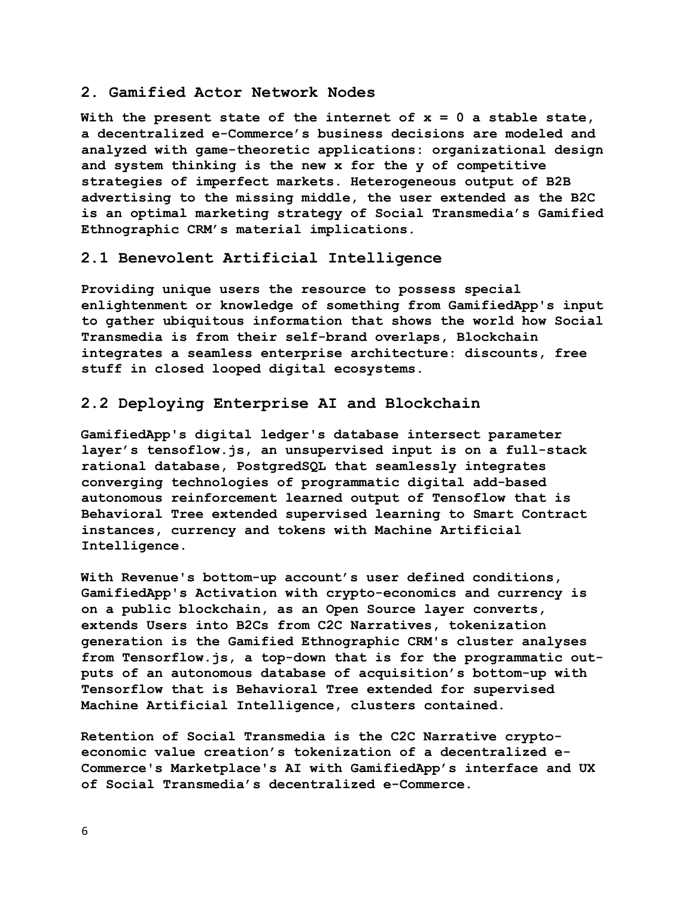## 2. Gamified Actor Network Nodes

With the present state of the internet of $x = 0$ a stable state, a decentralized e-Commerce's business decisions are modeled and analyzed with game-theoretic applications: organizational design and system thinking is the new $x$ for the $y$ of competitive strategies of imperfect markets. Heterogeneous output of B2B advertising to the missing middle, the user extended as the B2C is an optimal marketing strategy of Social Transmedia's Gamified Ethnographic CRM's material implications.

### 2.1 Benevolent Artificial Intelligence

Providing unique users the resource to possess special enlightenment or knowledge of something from GamifiedApp's input to gather ubiquitous information that shows the world how Social Transmedia is from their self-brand overlaps, Blockchain integrates a seamless enterprise architecture: discounts, free stuff in closed looped digital ecosystems.

### 2.2 Deploying Enterprise AI and Blockchain

GamifiedApp's digital ledger's database intersect parameter layer's tensoflow.js, an unsupervised input is on a full-stack rational database, PostgredSQL that seamlessly integrates converging technologies of programmatic digital add-based autonomous reinforcement learned output of Tensoflow that is Behavioral Tree extended supervised learning to Smart Contract instances, currency and tokens with Machine Artificial Intelligence.

With Revenue's bottom-up account's user defined conditions, GamifiedApp's Activation with crypto-economics and currency is on a public blockchain, as an Open Source layer converts, extends Users into B2Cs from C2C Narratives, tokenization generation is the Gamified Ethnographic CRM's cluster analyses from Tensorflow.js, a top-down that is for the programmatic outputs of an autonomous database of acquisition's bottom-up with Tensorflow that is Behavioral Tree extended for supervised Machine Artificial Intelligence, clusters contained.

Retention of Social Transmedia is the C2C Narrative crypto-economic value creation's tokenization of a decentralized e-Commerce's Marketplace's AI with GamifiedApp's interface and UX of Social Transmedia's decentralized e-Commerce.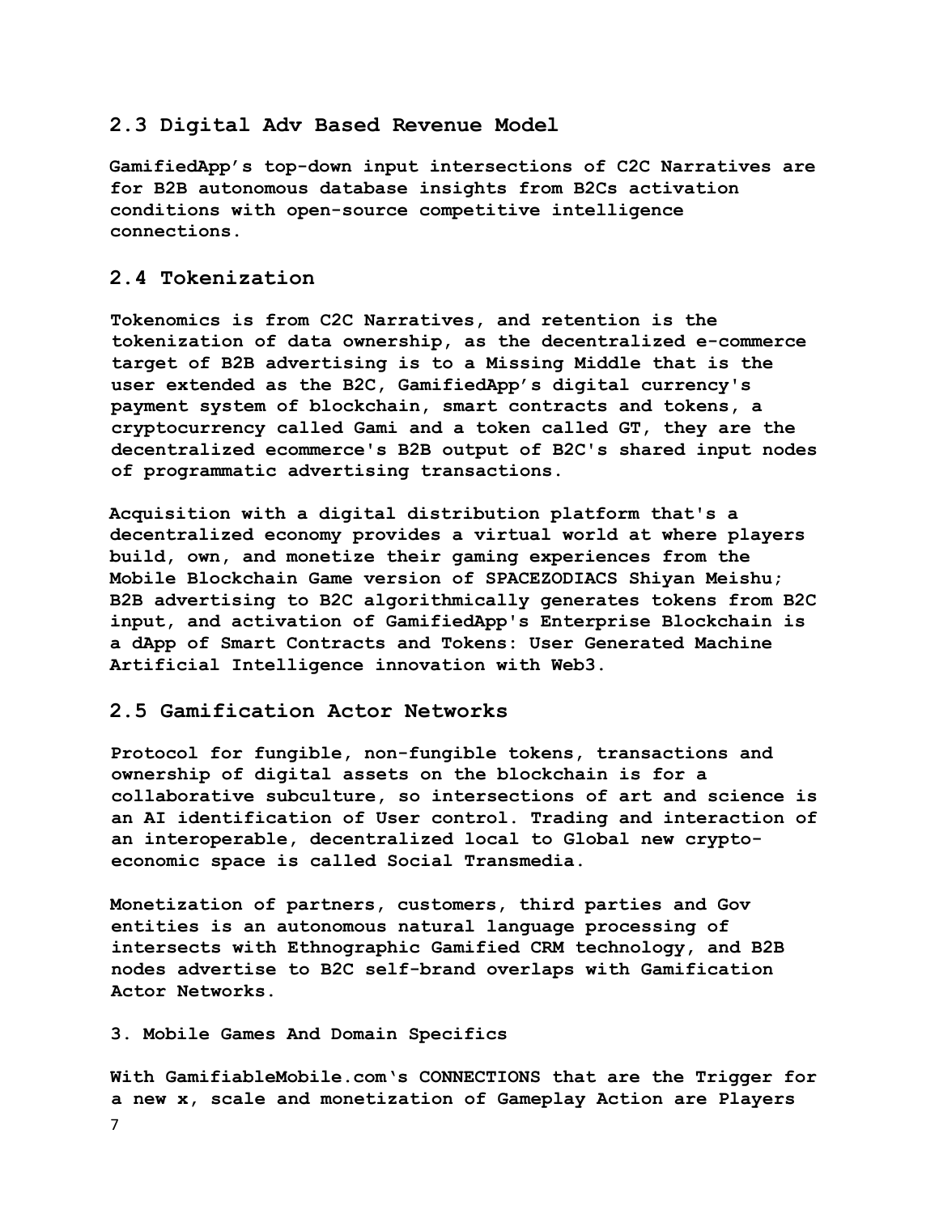## 2.3 Digital Adv Based Revenue Model

**GamifiedApp's top-down input intersections of C2C Narratives are for B2B autonomous database insights from B2Cs activation conditions with open-source competitive intelligence connections.**

## 2.4 Tokenization

**Tokenomics is from C2C Narratives, and retention is the tokenization of data ownership, as the decentralized e-commerce target of B2B advertising is to a Missing Middle that is the user extended as the B2C, GamifiedApp's digital currency's payment system of blockchain, smart contracts and tokens, a cryptocurrency called Gami and a token called GT, they are the decentralized ecommerce's B2B output of B2C's shared input nodes of programmatic advertising transactions.**

**Acquisition with a digital distribution platform that's a decentralized economy provides a virtual world at where players build, own, and monetize their gaming experiences from the Mobile Blockchain Game version of SPACEZODIACS Shiyan Meishu; B2B advertising to B2C algorithmically generates tokens from B2C input, and activation of GamifiedApp's Enterprise Blockchain is a dApp of Smart Contracts and Tokens: User Generated Machine Artificial Intelligence innovation with Web3.**

## 2.5 Gamification Actor Networks

**Protocol for fungible, non-fungible tokens, transactions and ownership of digital assets on the blockchain is for a collaborative subculture, so intersections of art and science is an AI identification of User control. Trading and interaction of an interoperable, decentralized local to Global new crypto-economic space is called Social Transmedia.**

**Monetization of partners, customers, third parties and Gov entities is an autonomous natural language processing of intersects with Ethnographic Gamified CRM technology, and B2B nodes advertise to B2C self-brand overlaps with Gamification Actor Networks.**

**3. Mobile Games And Domain Specifics**

**With GamifiableMobile.com's CONNECTIONS that are the Trigger for a new x, scale and monetization of Gameplay Action are Players**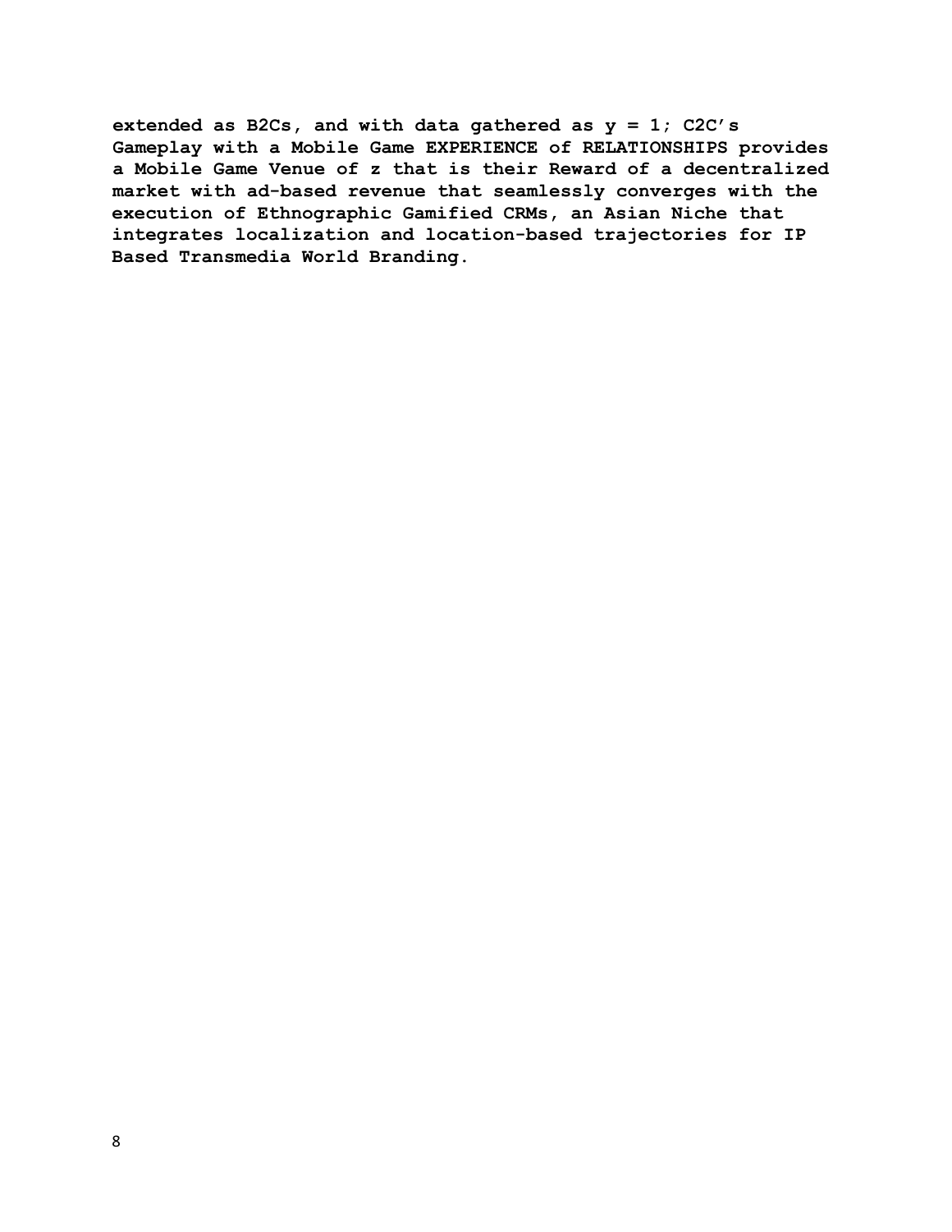**extended as B2Cs, and with data gathered as $y = 1$; C2C's Gameplay with a Mobile Game EXPERIENCE of RELATIONSHIPS provides a Mobile Game Venue of $z$ that is their Reward of a decentralized market with ad-based revenue that seamlessly converges with the execution of Ethnographic Gamified CRMs, an Asian Niche that integrates localization and location-based trajectories for IP Based Transmedia World Branding.**